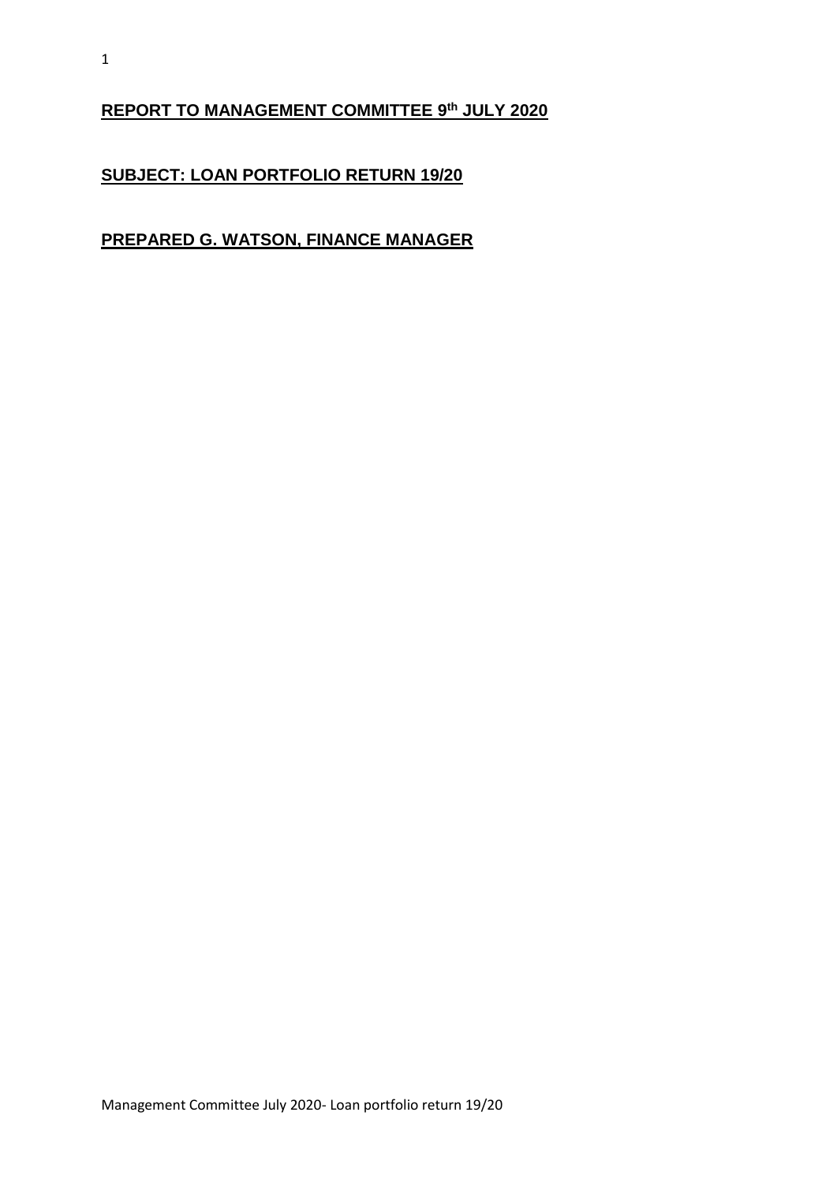**REPORT TO MANAGEMENT COMMITTEE 9th JULY 2020**

**SUBJECT: LOAN PORTFOLIO RETURN 19/20**

**PREPARED G. WATSON, FINANCE MANAGER**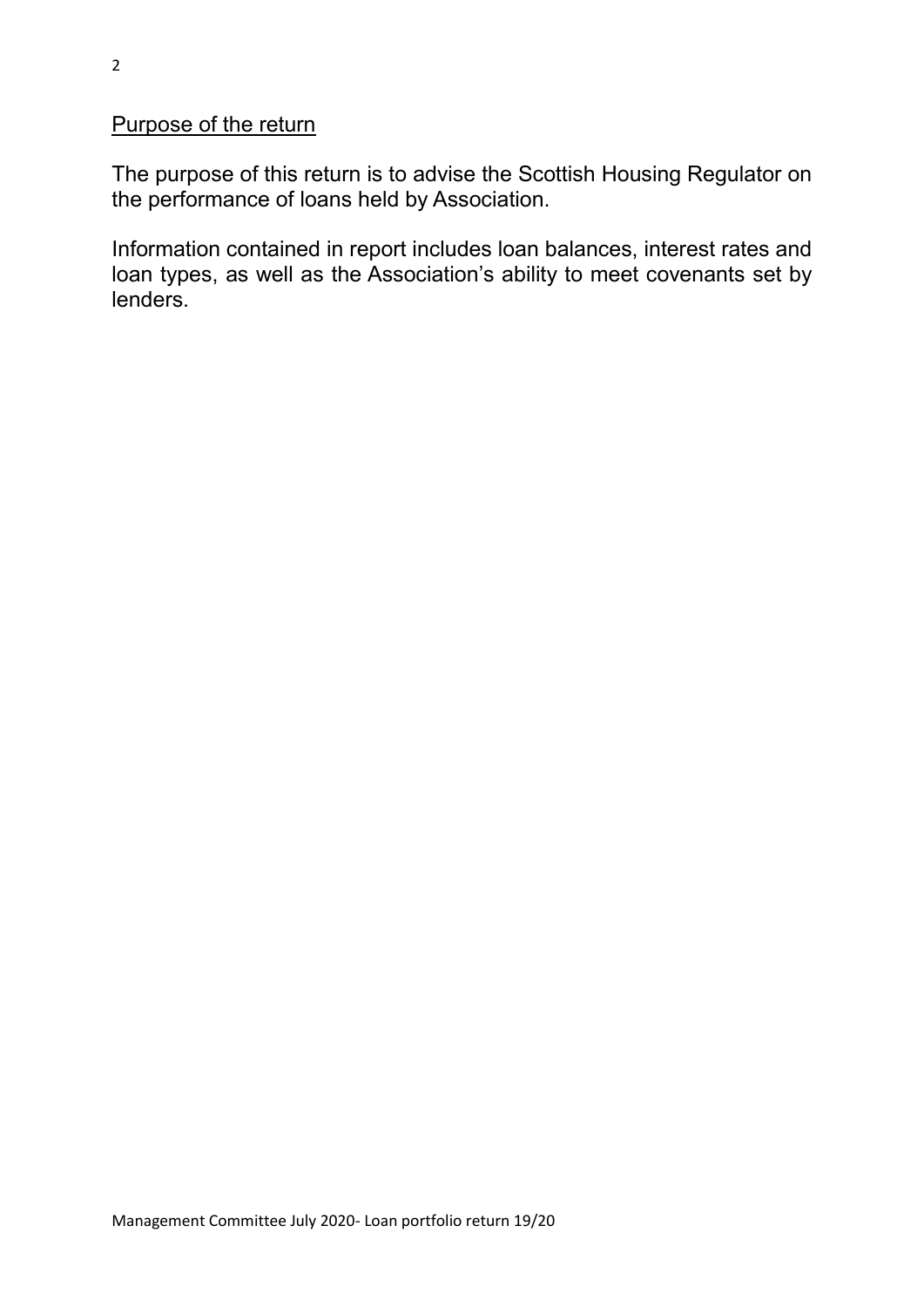## Purpose of the return

The purpose of this return is to advise the Scottish Housing Regulator on the performance of loans held by Association.

Information contained in report includes loan balances, interest rates and loan types, as well as the Association's ability to meet covenants set by lenders.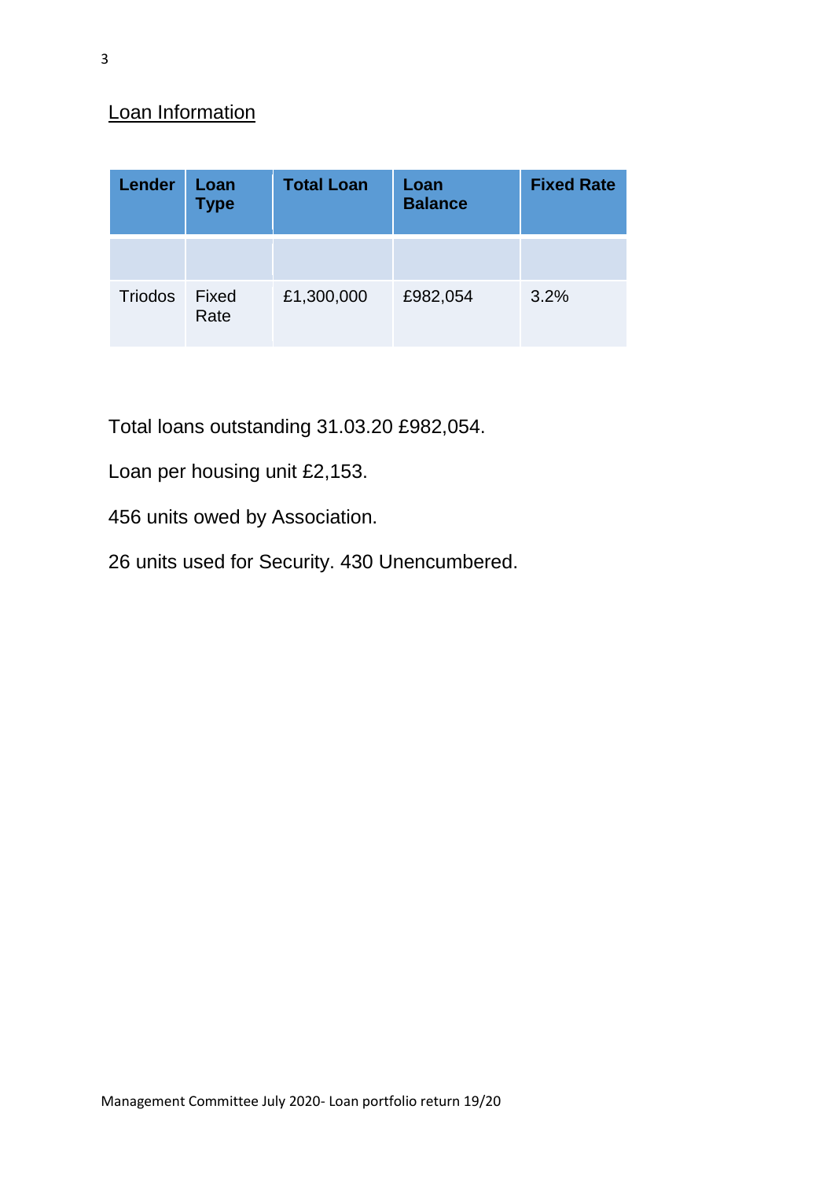## Loan Information

| Lender | Loan Type | Total Loan | Loan Balance | Fixed Rate |
|---|---|---|---|---|
| | | | | |
| Triodos | Fixed Rate | £1,300,000 | £982,054 | 3.2% |

Total loans outstanding 31.03.20 £982,054.

Loan per housing unit £2,153.

456 units owed by Association.

26 units used for Security. 430 Unencumbered.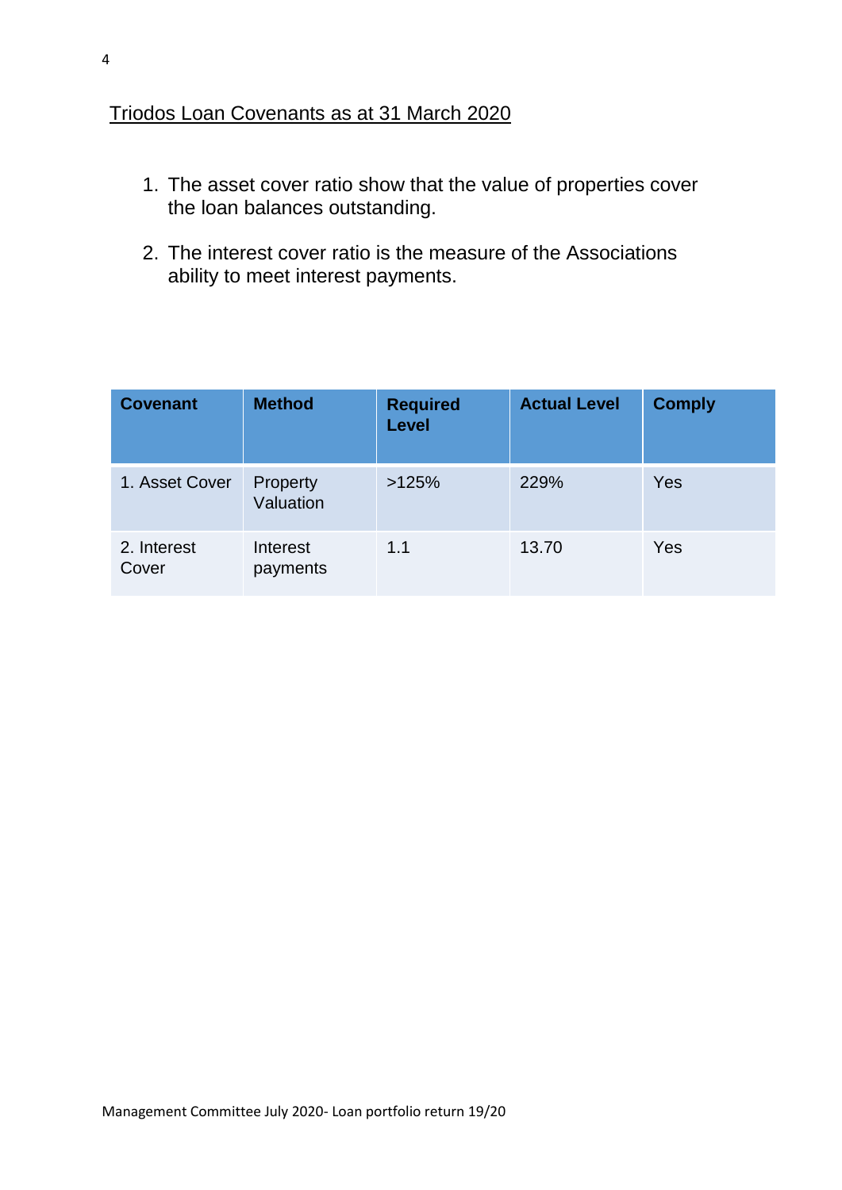Triodos Loan Covenants as at 31 March 2020

1. The asset cover ratio show that the value of properties cover the loan balances outstanding.

2. The interest cover ratio is the measure of the Associations ability to meet interest payments.

| Covenant | Method | Required Level | Actual Level | Comply |
|---|---|---|---|---|
| 1. Asset Cover | Property Valuation | >125% | 229% | Yes |
| 2. Interest Cover | Interest payments | 1.1 | 13.70 | Yes |